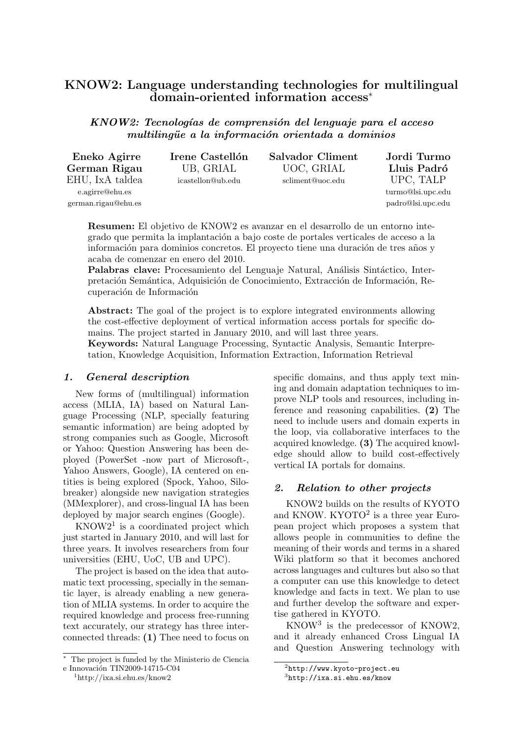# KNOW2: Language understanding technologies for multilingual domain-oriented information access*

## *KNOW2: Tecnologías de comprensión del lenguaje para el acceso multilingüe a la información orientada a dominios*

**Eneko Agirre**
**German Rigau**
EHU, IxA taldea
e.agirre@ehu.es
german.rigau@ehu.es

**Irene Castellón**
UB, GRIAL
icastellon@ub.edu

**Salvador Climent**
UOC, GRIAL
scliment@uoc.edu

**Jordi Turmo**
**Lluis Padró**
UPC, TALP
turmo@lsi.upc.edu
padro@lsi.upc.edu

**Resumen:** El objetivo de KNOW2 es avanzar en el desarrollo de un entorno integrado que permita la implantación a bajo coste de portales verticales de acceso a la información para dominios concretos. El proyecto tiene una duración de tres años y acaba de comenzar en enero del 2010.
**Palabras clave:** Procesamiento del Lenguaje Natural, Análisis Sintáctico, Interpretación Semántica, Adquisición de Conocimiento, Extracción de Información, Recuperación de Información

**Abstract:** The goal of the project is to explore integrated environments allowing the cost-effective deployment of vertical information access portals for specific domains. The project started in January 2010, and will last three years.
**Keywords:** Natural Language Processing, Syntactic Analysis, Semantic Interpretation, Knowledge Acquisition, Information Extraction, Information Retrieval

## 1. General description

New forms of (multilingual) information access (MLIA, IA) based on Natural Language Processing (NLP, specially featuring semantic information) are being adopted by strong companies such as Google, Microsoft or Yahoo: Question Answering has been deployed (PowerSet -now part of Microsoft-, Yahoo Answers, Google), IA centered on entities is being explored (Spock, Yahoo, Silobreaker) alongside new navigation strategies (MMexplorer), and cross-lingual IA has been deployed by major search engines (Google).

KNOW2[1] is a coordinated project which just started in January 2010, and will last for three years. It involves researchers from four universities (EHU, UoC, UB and UPC).

The project is based on the idea that automatic text processing, specially in the semantic layer, is already enabling a new generation of MLIA systems. In order to acquire the required knowledge and process free-running text accurately, our strategy has three interconnected threads: **(1)** Thee need to focus on specific domains, and thus apply text mining and domain adaptation techniques to improve NLP tools and resources, including inference and reasoning capabilities. **(2)** The need to include users and domain experts in the loop, via collaborative interfaces to the acquired knowledge. **(3)** The acquired knowledge should allow to build cost-effectively vertical IA portals for domains.

## 2. Relation to other projects

KNOW2 builds on the results of KYOTO and KNOW. KYOTO[2] is a three year European project which proposes a system that allows people in communities to define the meaning of their words and terms in a shared Wiki platform so that it becomes anchored across languages and cultures but also so that a computer can use this knowledge to detect knowledge and facts in text. We plan to use and further develop the software and expertise gathered in KYOTO.

KNOW[3] is the predecessor of KNOW2, and it already enhanced Cross Lingual IA and Question Answering technology with

---

* The project is funded by the Ministerio de Ciencia e Innovación TIN2009-14715-C04

[1] http://ixa.si.ehu.es/know2

[2] http://www.kyoto-project.eu

[3] http://ixa.si.ehu.es/know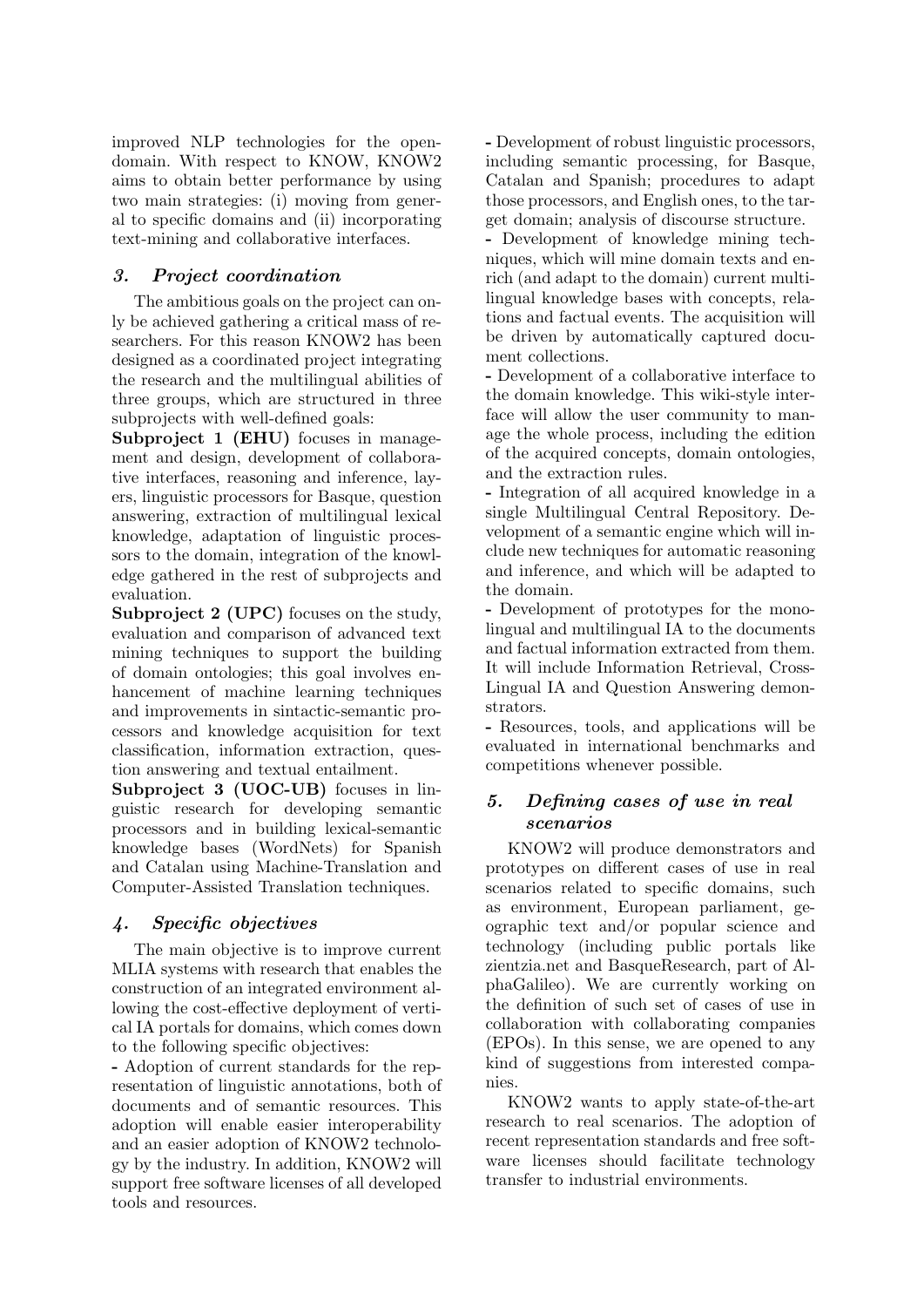improved NLP technologies for the open-domain. With respect to KNOW, KNOW2 aims to obtain better performance by using two main strategies: (i) moving from general to specific domains and (ii) incorporating text-mining and collaborative interfaces.

## *3. Project coordination*

The ambitious goals on the project can only be achieved gathering a critical mass of researchers. For this reason KNOW2 has been designed as a coordinated project integrating the research and the multilingual abilities of three groups, which are structured in three subprojects with well-defined goals:

**Subproject 1 (EHU)** focuses in management and design, development of collaborative interfaces, reasoning and inference, layers, linguistic processors for Basque, question answering, extraction of multilingual lexical knowledge, adaptation of linguistic processors to the domain, integration of the knowledge gathered in the rest of subprojects and evaluation.

**Subproject 2 (UPC)** focuses on the study, evaluation and comparison of advanced text mining techniques to support the building of domain ontologies; this goal involves enhancement of machine learning techniques and improvements in sintactic-semantic processors and knowledge acquisition for text classification, information extraction, question answering and textual entailment.

**Subproject 3 (UOC-UB)** focuses in linguistic research for developing semantic processors and in building lexical-semantic knowledge bases (WordNets) for Spanish and Catalan using Machine-Translation and Computer-Assisted Translation techniques.

## *4. Specific objectives*

The main objective is to improve current MLIA systems with research that enables the construction of an integrated environment allowing the cost-effective deployment of vertical IA portals for domains, which comes down to the following specific objectives:

**-** Adoption of current standards for the representation of linguistic annotations, both of documents and of semantic resources. This adoption will enable easier interoperability and an easier adoption of KNOW2 technology by the industry. In addition, KNOW2 will support free software licenses of all developed tools and resources.

**-** Development of robust linguistic processors, including semantic processing, for Basque, Catalan and Spanish; procedures to adapt those processors, and English ones, to the target domain; analysis of discourse structure.

**-** Development of knowledge mining techniques, which will mine domain texts and enrich (and adapt to the domain) current multilingual knowledge bases with concepts, relations and factual events. The acquisition will be driven by automatically captured document collections.

**-** Development of a collaborative interface to the domain knowledge. This wiki-style interface will allow the user community to manage the whole process, including the edition of the acquired concepts, domain ontologies, and the extraction rules.

**-** Integration of all acquired knowledge in a single Multilingual Central Repository. Development of a semantic engine which will include new techniques for automatic reasoning and inference, and which will be adapted to the domain.

**-** Development of prototypes for the monolingual and multilingual IA to the documents and factual information extracted from them. It will include Information Retrieval, Cross-Lingual IA and Question Answering demonstrators.

**-** Resources, tools, and applications will be evaluated in international benchmarks and competitions whenever possible.

## *5. Defining cases of use in real scenarios*

KNOW2 will produce demonstrators and prototypes on different cases of use in real scenarios related to specific domains, such as environment, European parliament, geographic text and/or popular science and technology (including public portals like zientzia.net and BasqueResearch, part of AlphaGalileo). We are currently working on the definition of such set of cases of use in collaboration with collaborating companies (EPOs). In this sense, we are opened to any kind of suggestions from interested companies.

KNOW2 wants to apply state-of-the-art research to real scenarios. The adoption of recent representation standards and free software licenses should facilitate technology transfer to industrial environments.